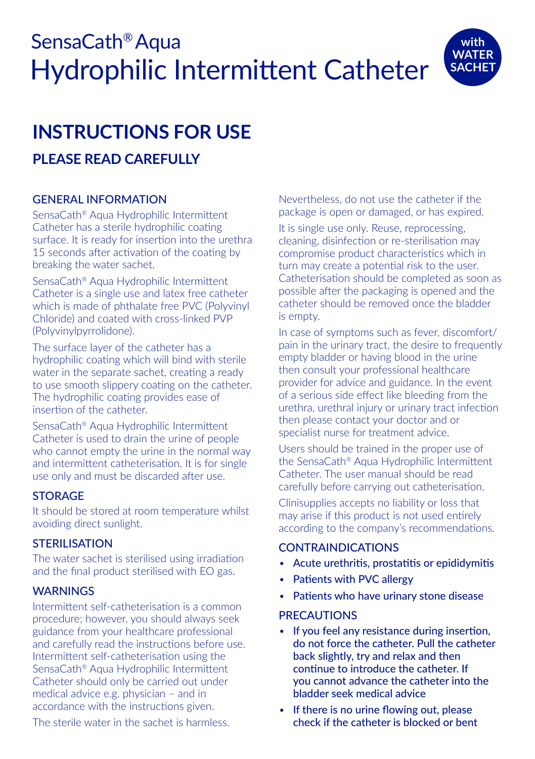# SensaCath® Aqua Hydrophilic Intermittent Catheter

**with WATER SACHET**

## INSTRUCTIONS FOR USE

### PLEASE READ CAREFULLY

### GENERAL INFORMATION

SensaCath® Aqua Hydrophilic Intermittent Catheter has a sterile hydrophilic coating surface. It is ready for insertion into the urethra 15 seconds after activation of the coating by breaking the water sachet.

SensaCath® Aqua Hydrophilic Intermittent Catheter is a single use and latex free catheter which is made of phthalate free PVC (Polyvinyl Chloride) and coated with cross-linked PVP (Polyvinylpyrrolidone).

The surface layer of the catheter has a hydrophilic coating which will bind with sterile water in the separate sachet, creating a ready to use smooth slippery coating on the catheter. The hydrophilic coating provides ease of insertion of the catheter.

SensaCath® Aqua Hydrophilic Intermittent Catheter is used to drain the urine of people who cannot empty the urine in the normal way and intermittent catheterisation. It is for single use only and must be discarded after use.

### STORAGE

It should be stored at room temperature whilst avoiding direct sunlight.

### STERILISATION

The water sachet is sterilised using irradiation and the final product sterilised with EO gas.

### WARNINGS

Intermittent self-catheterisation is a common procedure; however, you should always seek guidance from your healthcare professional and carefully read the instructions before use. Intermittent self-catheterisation using the SensaCath® Aqua Hydrophilic Intermittent Catheter should only be carried out under medical advice e.g. physician – and in accordance with the instructions given.

The sterile water in the sachet is harmless. Nevertheless, do not use the catheter if the package is open or damaged, or has expired.

It is single use only. Reuse, reprocessing, cleaning, disinfection or re-sterilisation may compromise product characteristics which in turn may create a potential risk to the user. Catheterisation should be completed as soon as possible after the packaging is opened and the catheter should be removed once the bladder is empty.

In case of symptoms such as fever, discomfort/pain in the urinary tract, the desire to frequently empty bladder or having blood in the urine then consult your professional healthcare provider for advice and guidance. In the event of a serious side effect like bleeding from the urethra, urethral injury or urinary tract infection then please contact your doctor and or specialist nurse for treatment advice.

Users should be trained in the proper use of the SensaCath® Aqua Hydrophilic Intermittent Catheter. The user manual should be read carefully before carrying out catheterisation.

Clinisupplies accepts no liability or loss that may arise if this product is not used entirely according to the company's recommendations.

### CONTRAINDICATIONS

- Acute urethritis, prostatitis or epididymitis
- Patients with PVC allergy
- Patients who have urinary stone disease

### PRECAUTIONS

- If you feel any resistance during insertion, do not force the catheter. Pull the catheter back slightly, try and relax and then continue to introduce the catheter. If you cannot advance the catheter into the bladder seek medical advice
- If there is no urine flowing out, please check if the catheter is blocked or bent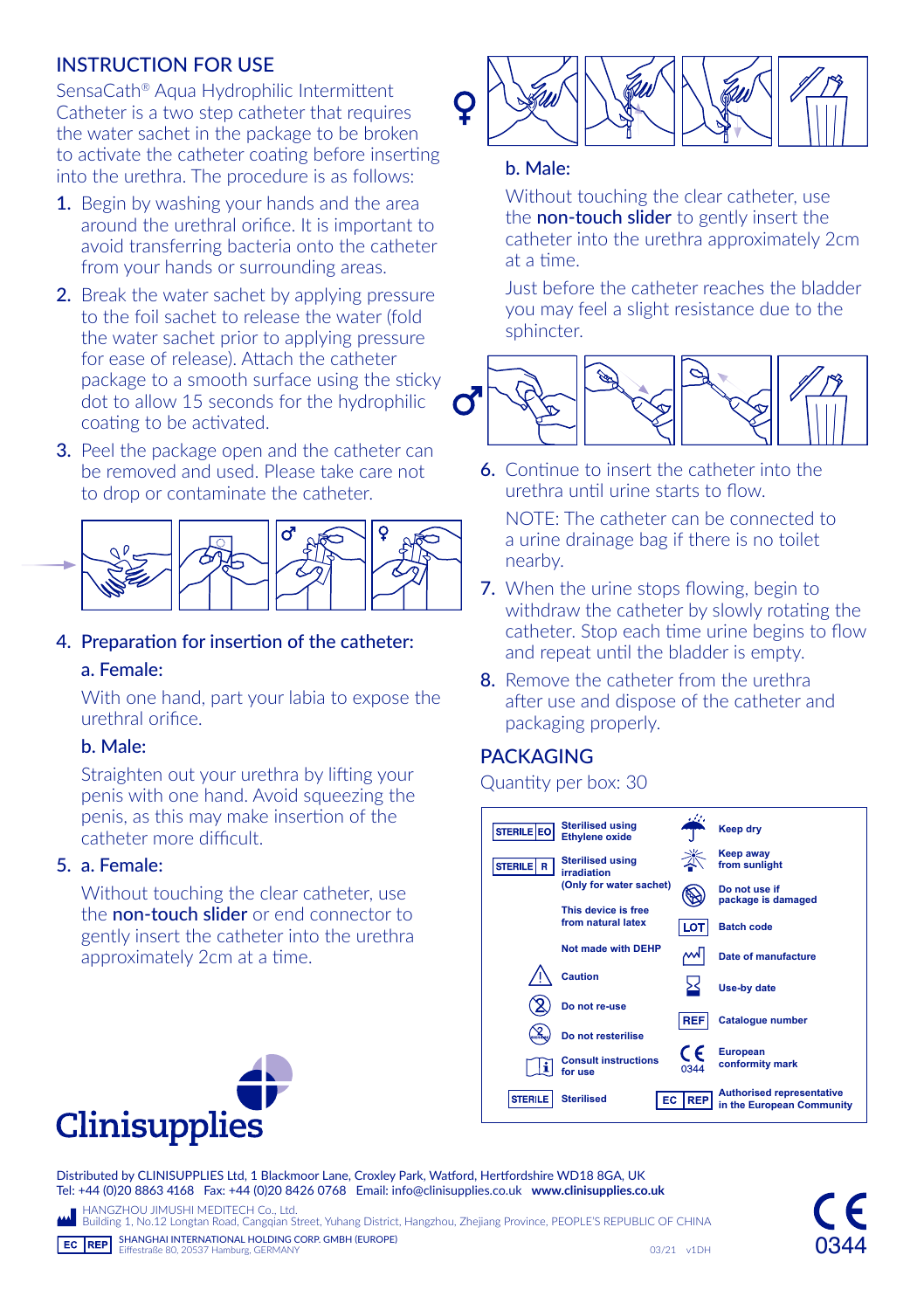## INSTRUCTION FOR USE

SensaCath® Aqua Hydrophilic Intermittent Catheter is a two step catheter that requires the water sachet in the package to be broken to activate the catheter coating before inserting into the urethra. The procedure is as follows:

1. Begin by washing your hands and the area around the urethral orifice. It is important to avoid transferring bacteria onto the catheter from your hands or surrounding areas.
2. Break the water sachet by applying pressure to the foil sachet to release the water (fold the water sachet prior to applying pressure for ease of release). Attach the catheter package to a smooth surface using the sticky dot to allow 15 seconds for the hydrophilic coating to be activated.
3. Peel the package open and the catheter can be removed and used. Please take care not to drop or contaminate the catheter.
4. Preparation for insertion of the catheter:

   a. Female:

   With one hand, part your labia to expose the urethral orifice.

   b. Male:

   Straighten out your urethra by lifting your penis with one hand. Avoid squeezing the penis, as this may make insertion of the catheter more difficult.
5. a. Female:

   Without touching the clear catheter, use the **non-touch slider** or end connector to gently insert the catheter into the urethra approximately 2cm at a time.

   b. Male:

   Without touching the clear catheter, use the **non-touch slider** to gently insert the catheter into the urethra approximately 2cm at a time.

   Just before the catheter reaches the bladder you may feel a slight resistance due to the sphincter.
6. Continue to insert the catheter into the urethra until urine starts to flow.

   NOTE: The catheter can be connected to a urine drainage bag if there is no toilet nearby.
7. When the urine stops flowing, begin to withdraw the catheter by slowly rotating the catheter. Stop each time urine begins to flow and repeat until the bladder is empty.
8. Remove the catheter from the urethra after use and dispose of the catheter and packaging properly.

## PACKAGING

Quantity per box: 30

| | | | |
|---|---|---|---|
| STERILE EO | Sterilised using Ethylene oxide | | Keep dry |
| STERILE R | Sterilised using irradiation (Only for water sachet) | | Keep away from sunlight |
| | This device is free from natural latex | | Do not use if package is damaged |
| | Not made with DEHP | LOT | Batch code |
| | Caution | | Date of manufacture |
| | Do not re-use | | Use-by date |
| | Do not resterilise | REF | Catalogue number |
| | Consult instructions for use | CE 0344 | European conformity mark |
| STERILE | Sterilised | EC REP | Authorised representative in the European Community |

Clinisupplies

Distributed by CLINISUPPLIES Ltd, 1 Blackmoor Lane, Croxley Park, Watford, Hertfordshire WD18 8GA, UK
Tel: +44 (0)20 8863 4168 Fax: +44 (0)20 8426 0768 Email: info@clinisupplies.co.uk **www.clinisupplies.co.uk**

HANGZHOU JIMUSHI MEDITECH Co., Ltd.
Building 1, No.12 Longtan Road, Cangqian Street, Yuhang District, Hangzhou, Zhejiang Province, PEOPLE'S REPUBLIC OF CHINA

EC REP SHANGHAI INTERNATIONAL HOLDING CORP. GMBH (EUROPE)
Eiffestraße 80, 20537 Hamburg, GERMANY

03/21 v1DH

CE 0344